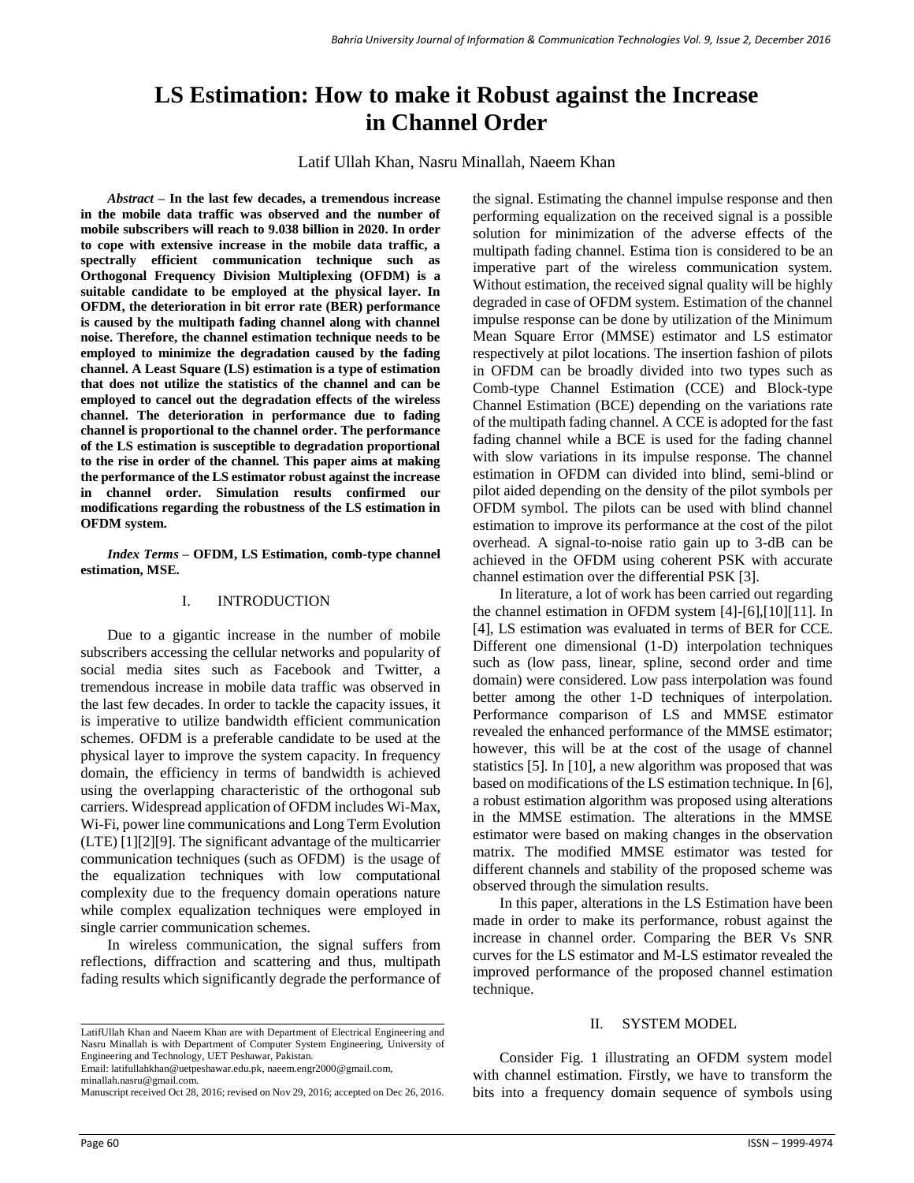# LS Estimation: How to make it Robust against the Increase in Channel Order

Latif Ullah Khan, Nasru Minallah, Naeem Khan

***Abstract*** – **In the last few decades, a tremendous increase in the mobile data traffic was observed and the number of mobile subscribers will reach to 9.038 billion in 2020. In order to cope with extensive increase in the mobile data traffic, a spectrally efficient communication technique such as Orthogonal Frequency Division Multiplexing (OFDM) is a suitable candidate to be employed at the physical layer. In OFDM, the deterioration in bit error rate (BER) performance is caused by the multipath fading channel along with channel noise. Therefore, the channel estimation technique needs to be employed to minimize the degradation caused by the fading channel. A Least Square (LS) estimation is a type of estimation that does not utilize the statistics of the channel and can be employed to cancel out the degradation effects of the wireless channel. The deterioration in performance due to fading channel is proportional to the channel order. The performance of the LS estimation is susceptible to degradation proportional to the rise in order of the channel. This paper aims at making the performance of the LS estimator robust against the increase in channel order. Simulation results confirmed our modifications regarding the robustness of the LS estimation in OFDM system.**

***Index Terms*** – **OFDM, LS Estimation, comb-type channel estimation, MSE.**

## I. INTRODUCTION

Due to a gigantic increase in the number of mobile subscribers accessing the cellular networks and popularity of social media sites such as Facebook and Twitter, a tremendous increase in mobile data traffic was observed in the last few decades. In order to tackle the capacity issues, it is imperative to utilize bandwidth efficient communication schemes. OFDM is a preferable candidate to be used at the physical layer to improve the system capacity. In frequency domain, the efficiency in terms of bandwidth is achieved using the overlapping characteristic of the orthogonal sub carriers. Widespread application of OFDM includes Wi-Max, Wi-Fi, power line communications and Long Term Evolution (LTE) [1][2][9]. The significant advantage of the multicarrier communication techniques (such as OFDM) is the usage of the equalization techniques with low computational complexity due to the frequency domain operations nature while complex equalization techniques were employed in single carrier communication schemes.

In wireless communication, the signal suffers from reflections, diffraction and scattering and thus, multipath fading results which significantly degrade the performance of the signal. Estimating the channel impulse response and then performing equalization on the received signal is a possible solution for minimization of the adverse effects of the multipath fading channel. Estima tion is considered to be an imperative part of the wireless communication system. Without estimation, the received signal quality will be highly degraded in case of OFDM system. Estimation of the channel impulse response can be done by utilization of the Minimum Mean Square Error (MMSE) estimator and LS estimator respectively at pilot locations. The insertion fashion of pilots in OFDM can be broadly divided into two types such as Comb-type Channel Estimation (CCE) and Block-type Channel Estimation (BCE) depending on the variations rate of the multipath fading channel. A CCE is adopted for the fast fading channel while a BCE is used for the fading channel with slow variations in its impulse response. The channel estimation in OFDM can divided into blind, semi-blind or pilot aided depending on the density of the pilot symbols per OFDM symbol. The pilots can be used with blind channel estimation to improve its performance at the cost of the pilot overhead. A signal-to-noise ratio gain up to 3-dB can be achieved in the OFDM using coherent PSK with accurate channel estimation over the differential PSK [3].

In literature, a lot of work has been carried out regarding the channel estimation in OFDM system [4]-[6],[10][11]. In [4], LS estimation was evaluated in terms of BER for CCE. Different one dimensional (1-D) interpolation techniques such as (low pass, linear, spline, second order and time domain) were considered. Low pass interpolation was found better among the other 1-D techniques of interpolation. Performance comparison of LS and MMSE estimator revealed the enhanced performance of the MMSE estimator; however, this will be at the cost of the usage of channel statistics [5]. In [10], a new algorithm was proposed that was based on modifications of the LS estimation technique. In [6], a robust estimation algorithm was proposed using alterations in the MMSE estimation. The alterations in the MMSE estimator were based on making changes in the observation matrix. The modified MMSE estimator was tested for different channels and stability of the proposed scheme was observed through the simulation results.

In this paper, alterations in the LS Estimation have been made in order to make its performance, robust against the increase in channel order. Comparing the BER Vs SNR curves for the LS estimator and M-LS estimator revealed the improved performance of the proposed channel estimation technique.

## II. SYSTEM MODEL

Consider Fig. 1 illustrating an OFDM system model with channel estimation. Firstly, we have to transform the bits into a frequency domain sequence of symbols using

---

LatifUllah Khan and Naeem Khan are with Department of Electrical Engineering and Nasru Minallah is with Department of Computer System Engineering, University of Engineering and Technology, UET Peshawar, Pakistan.
Email: latifullahkhan@uetpeshawar.edu.pk, naeem.engr2000@gmail.com, minallah.nasru@gmail.com.
Manuscript received Oct 28, 2016; revised on Nov 29, 2016; accepted on Dec 26, 2016.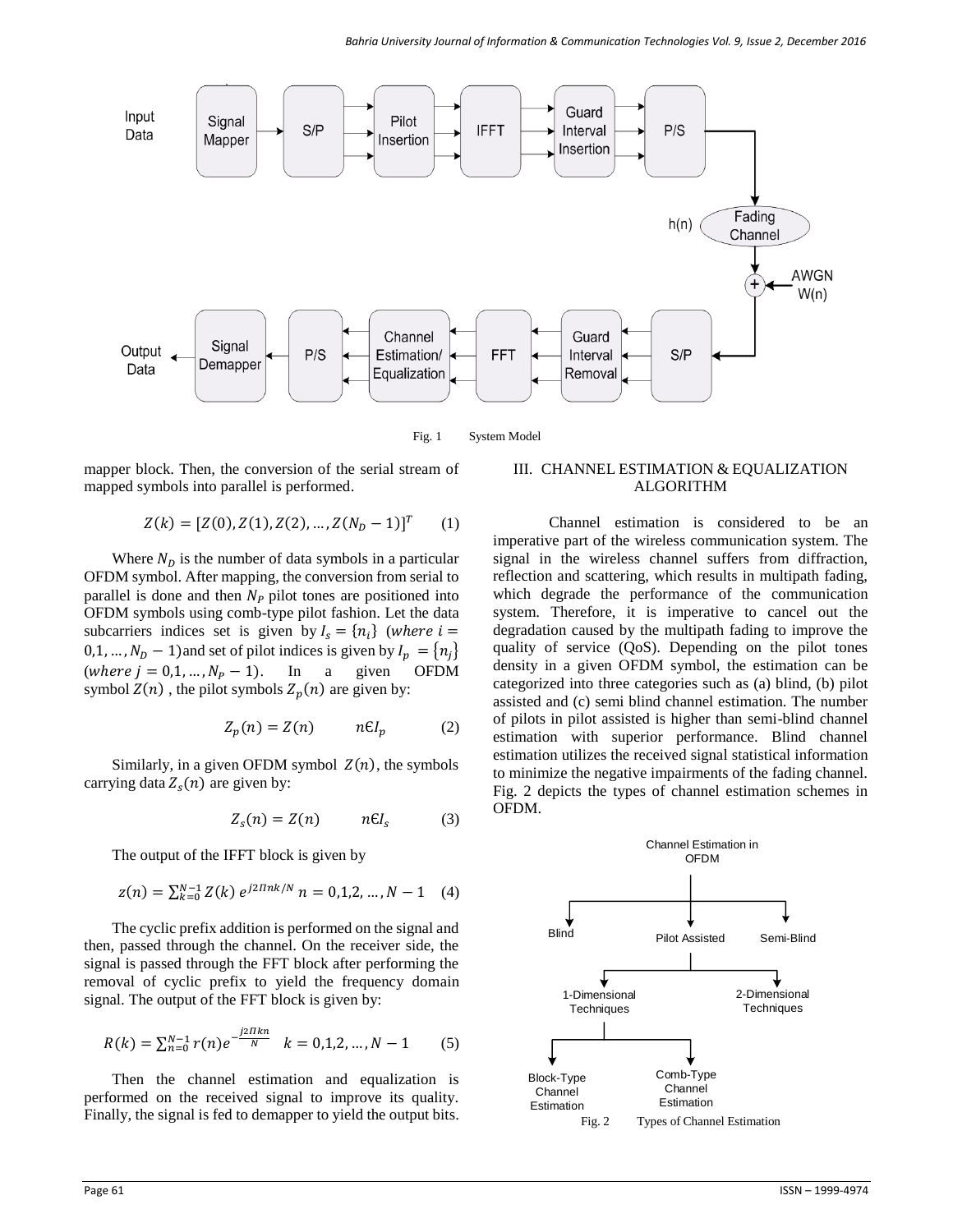Fig. 1 System Model

mapper block. Then, the conversion of the serial stream of mapped symbols into parallel is performed.

$$Z(k) = [Z(0), Z(1), Z(2), \dots, Z(N_D - 1)]^T \qquad (1)$$

Where $N_D$ is the number of data symbols in a particular OFDM symbol. After mapping, the conversion from serial to parallel is done and then $N_P$ pilot tones are positioned into OFDM symbols using comb-type pilot fashion. Let the data subcarriers indices set is given by $I_s = \{n_i\}$ $(where\ i = 0,1, \dots, N_D - 1)$ and set of pilot indices is given by $I_p = \{n_j\}$ $(where\ j = 0,1, \dots, N_P - 1)$. In a given OFDM symbol $Z(n)$, the pilot symbols $Z_p(n)$ are given by:

$$Z_p(n) = Z(n) \qquad n \in I_p \qquad (2)$$

Similarly, in a given OFDM symbol $Z(n)$, the symbols carrying data $Z_s(n)$ are given by:

$$Z_s(n) = Z(n) \qquad n \in I_s \qquad (3)$$

The output of the IFFT block is given by

$$z(n) = \sum_{k=0}^{N-1} Z(k)\, e^{j2\Pi nk/N} \; n = 0,1,2, \dots, N-1 \quad (4)$$

The cyclic prefix addition is performed on the signal and then, passed through the channel. On the receiver side, the signal is passed through the FFT block after performing the removal of cyclic prefix to yield the frequency domain signal. The output of the FFT block is given by:

$$R(k) = \sum_{n=0}^{N-1} r(n) e^{-\frac{j2\Pi kn}{N}} \quad k = 0,1,2, \dots, N-1 \qquad (5)$$

Then the channel estimation and equalization is performed on the received signal to improve its quality. Finally, the signal is fed to demapper to yield the output bits.

## III. CHANNEL ESTIMATION & EQUALIZATION ALGORITHM

Channel estimation is considered to be an imperative part of the wireless communication system. The signal in the wireless channel suffers from diffraction, reflection and scattering, which results in multipath fading, which degrade the performance of the communication system. Therefore, it is imperative to cancel out the degradation caused by the multipath fading to improve the quality of service (QoS). Depending on the pilot tones density in a given OFDM symbol, the estimation can be categorized into three categories such as (a) blind, (b) pilot assisted and (c) semi blind channel estimation. The number of pilots in pilot assisted is higher than semi-blind channel estimation with superior performance. Blind channel estimation utilizes the received signal statistical information to minimize the negative impairments of the fading channel. Fig. 2 depicts the types of channel estimation schemes in OFDM.

Fig. 2 Types of Channel Estimation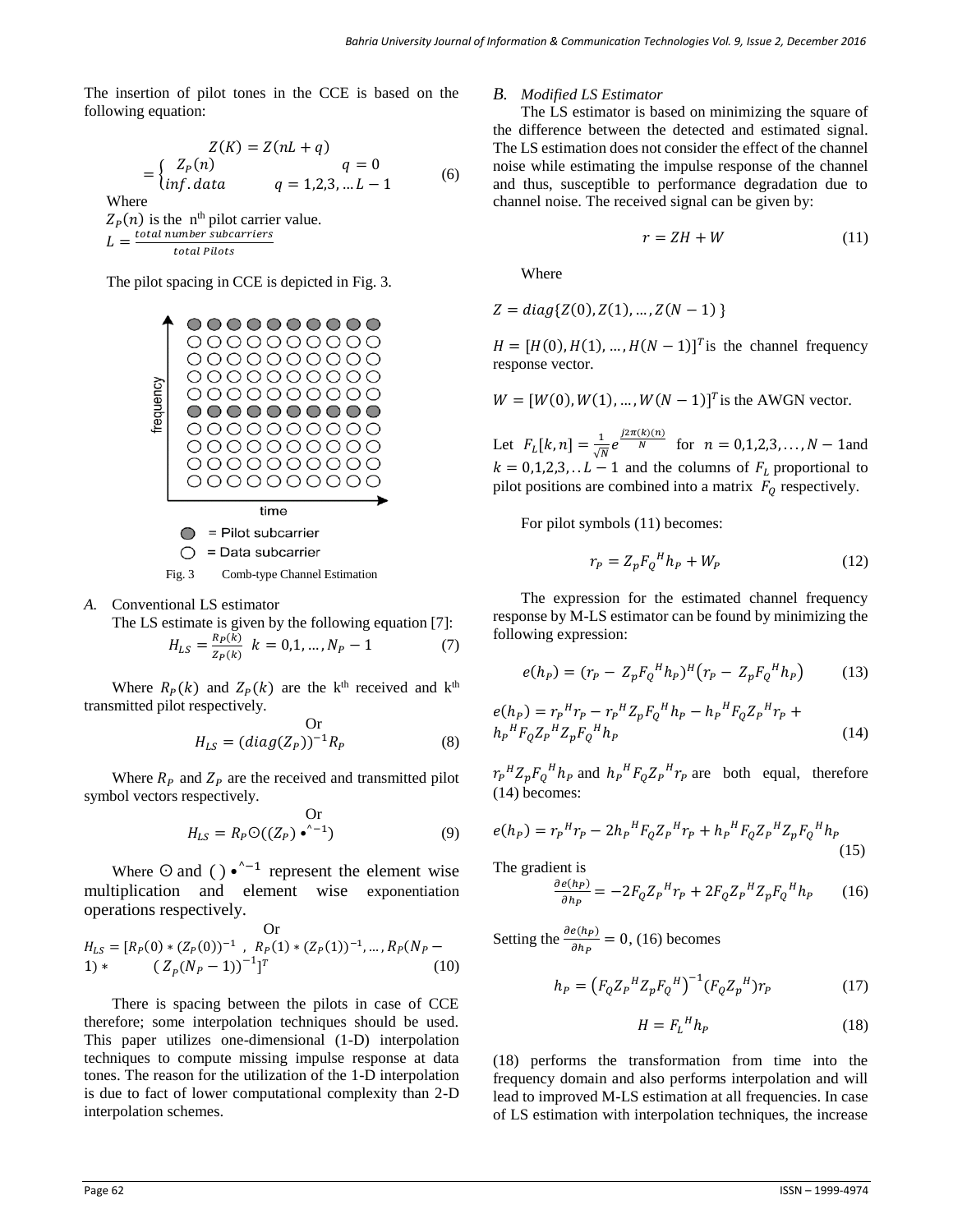The insertion of pilot tones in the CCE is based on the following equation:

$$Z(K) = Z(nL + q) = \begin{cases} Z_P(n) & q = 0 \\ inf.data & q = 1,2,3, \dots L-1 \end{cases} \tag{6}$$

Where

$Z_P(n)$ is the n[th] pilot carrier value.

$L = \frac{total\ number\ subcarriers}{total\ Pilots}$

The pilot spacing in CCE is depicted in Fig. 3.

Fig. 3 Comb-type Channel Estimation

*A.* Conventional LS estimator

The LS estimate is given by the following equation [7]:

$$H_{LS} = \frac{R_P(k)}{Z_P(k)} \quad k = 0,1, \dots, N_P - 1 \tag{7}$$

Where $R_P(k)$ and $Z_P(k)$ are the k[th] received and k[th] transmitted pilot respectively.

Or

$$H_{LS} = (diag(Z_P))^{-1} R_P \tag{8}$$

Where $R_P$ and $Z_P$ are the received and transmitted pilot symbol vectors respectively.

Or

$$H_{LS} = R_P \odot ((Z_P) \bullet^{\wedge -1}) \tag{9}$$

Where $\odot$ and $(\,) \bullet^{\wedge -1}$ represent the element wise multiplication and element wise exponentiation operations respectively.

Or

$$H_{LS} = [R_P(0) * (Z_P(0))^{-1}\ ,\ R_P(1) * (Z_P(1))^{-1}, \dots, R_P(N_P - 1) * \quad (Z_p(N_P - 1))^{-1}]^T \tag{10}$$

There is spacing between the pilots in case of CCE therefore; some interpolation techniques should be used. This paper utilizes one-dimensional (1-D) interpolation techniques to compute missing impulse response at data tones. The reason for the utilization of the 1-D interpolation is due to fact of lower computational complexity than 2-D interpolation schemes.

*B. Modified LS Estimator*

The LS estimator is based on minimizing the square of the difference between the detected and estimated signal. The LS estimation does not consider the effect of the channel noise while estimating the impulse response of the channel and thus, susceptible to performance degradation due to channel noise. The received signal can be given by:

$$r = ZH + W \tag{11}$$

Where

$Z = diag\{Z(0), Z(1), \dots, Z(N-1)\}$

$H = [H(0), H(1), \dots, H(N-1)]^T$ is the channel frequency response vector.

$W = [W(0), W(1), \dots, W(N-1)]^T$ is the AWGN vector.

Let $F_L[k,n] = \frac{1}{\sqrt{N}} e^{\frac{j2\pi(k)(n)}{N}}$ for $n = 0,1,2,3, \dots, N-1$ and $k = 0,1,2,3, \dots L-1$ and the columns of $F_L$ proportional to pilot positions are combined into a matrix $F_Q$ respectively.

For pilot symbols (11) becomes:

$$r_P = Z_p F_Q{}^H h_P + W_P \tag{12}$$

The expression for the estimated channel frequency response by M-LS estimator can be found by minimizing the following expression:

$$e(h_P) = (r_P - Z_p F_Q{}^H h_P)^H (r_P - Z_p F_Q{}^H h_P) \tag{13}$$

$$e(h_P) = r_P{}^H r_P - r_P{}^H Z_p F_Q{}^H h_P - h_P{}^H F_Q Z_P{}^H r_P + h_P{}^H F_Q Z_P{}^H Z_p F_Q{}^H h_P \tag{14}$$

$r_P{}^H Z_p F_Q{}^H h_P$ and $h_P{}^H F_Q Z_P{}^H r_P$ are both equal, therefore (14) becomes:

$$e(h_P) = r_P{}^H r_P - 2 h_P{}^H F_Q Z_P{}^H r_P + h_P{}^H F_Q Z_P{}^H Z_p F_Q{}^H h_P \tag{15}$$

The gradient is

$$\frac{\partial e(h_P)}{\partial h_P} = -2 F_Q Z_P{}^H r_P + 2 F_Q Z_P{}^H Z_p F_Q{}^H h_P \tag{16}$$

Setting the $\frac{\partial e(h_P)}{\partial h_P} = 0$, (16) becomes

$$h_P = \left(F_Q Z_P{}^H Z_p F_Q{}^H\right)^{-1} (F_Q Z_p{}^H) r_P \tag{17}$$

$$H = F_L{}^H h_P \tag{18}$$

(18) performs the transformation from time into the frequency domain and also performs interpolation and will lead to improved M-LS estimation at all frequencies. In case of LS estimation with interpolation techniques, the increase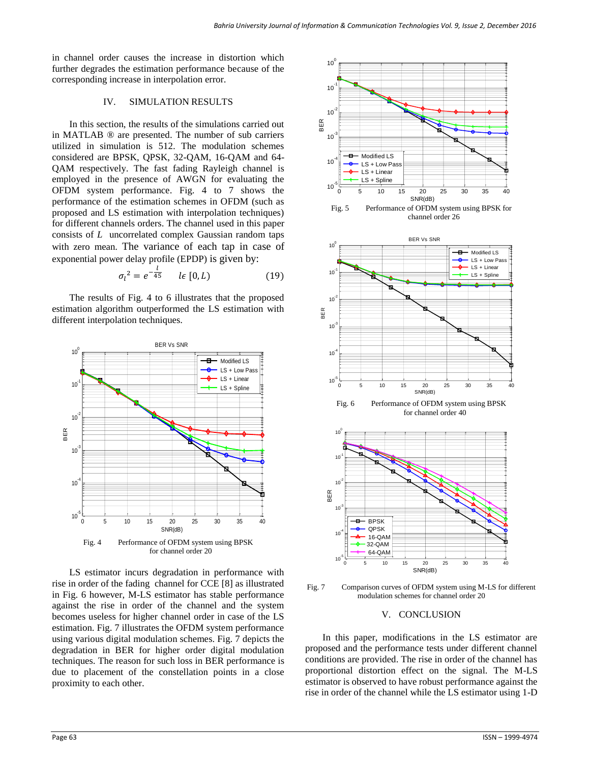in channel order causes the increase in distortion which further degrades the estimation performance because of the corresponding increase in interpolation error.

## IV. SIMULATION RESULTS

In this section, the results of the simulations carried out in MATLAB ® are presented. The number of sub carriers utilized in simulation is 512. The modulation schemes considered are BPSK, QPSK, 32-QAM, 16-QAM and 64-QAM respectively. The fast fading Rayleigh channel is employed in the presence of AWGN for evaluating the OFDM system performance. Fig. 4 to 7 shows the performance of the estimation schemes in OFDM (such as proposed and LS estimation with interpolation techniques) for different channels orders. The channel used in this paper consists of $L$ uncorrelated complex Gaussian random taps with zero mean. The variance of each tap in case of exponential power delay profile (EPDP) is given by:

$$\sigma_l{}^2 = e^{-\frac{l}{45}} \qquad l\epsilon\,[0, L) \tag{19}$$

The results of Fig. 4 to 6 illustrates that the proposed estimation algorithm outperformed the LS estimation with different interpolation techniques.

Fig. 4 Performance of OFDM system using BPSK for channel order 20

LS estimator incurs degradation in performance with rise in order of the fading channel for CCE [8] as illustrated in Fig. 6 however, M-LS estimator has stable performance against the rise in order of the channel and the system becomes useless for higher channel order in case of the LS estimation. Fig. 7 illustrates the OFDM system performance using various digital modulation schemes. Fig. 7 depicts the degradation in BER for higher order digital modulation techniques. The reason for such loss in BER performance is due to placement of the constellation points in a close proximity to each other.

Fig. 5 Performance of OFDM system using BPSK for channel order 26

Fig. 6 Performance of OFDM system using BPSK for channel order 40

Fig. 7 Comparison curves of OFDM system using M-LS for different modulation schemes for channel order 20

## V. CONCLUSION

In this paper, modifications in the LS estimator are proposed and the performance tests under different channel conditions are provided. The rise in order of the channel has proportional distortion effect on the signal. The M-LS estimator is observed to have robust performance against the rise in order of the channel while the LS estimator using 1-D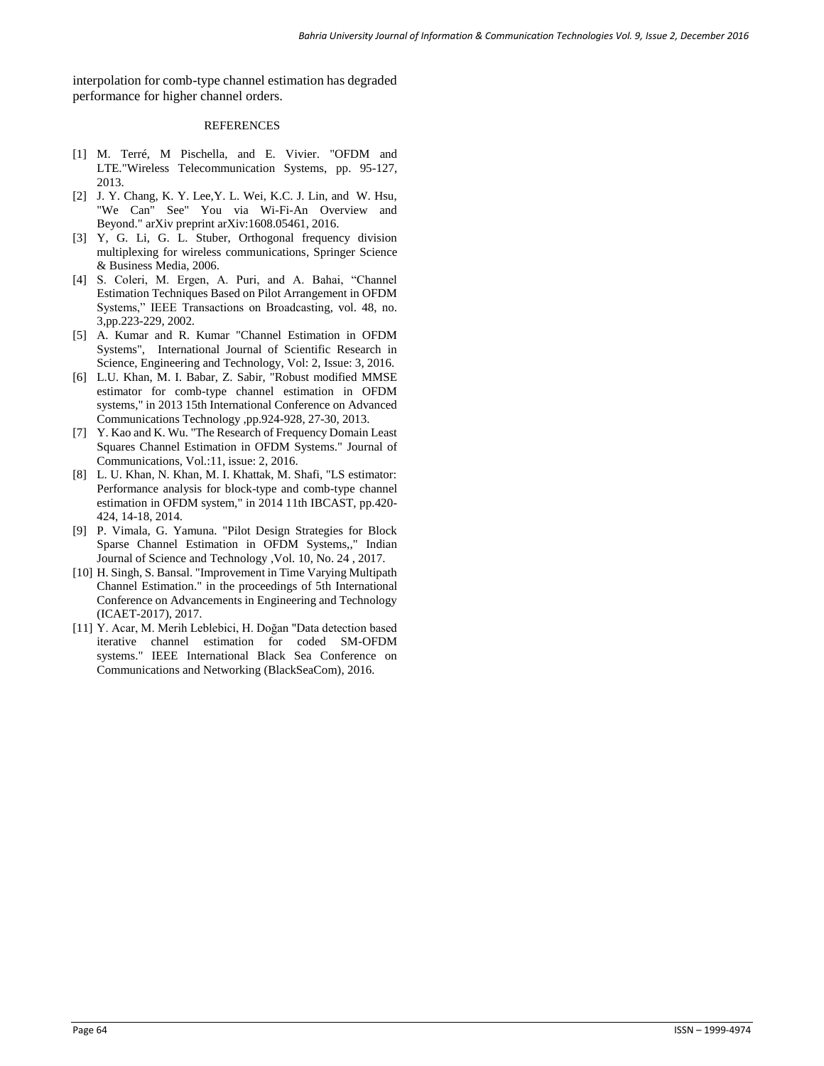interpolation for comb-type channel estimation has degraded performance for higher channel orders.

## REFERENCES

[1] M. Terré, M Pischella, and E. Vivier. "OFDM and LTE."Wireless Telecommunication Systems, pp. 95-127, 2013.

[2] J. Y. Chang, K. Y. Lee,Y. L. Wei, K.C. J. Lin, and W. Hsu, "We Can" See" You via Wi-Fi-An Overview and Beyond." arXiv preprint arXiv:1608.05461, 2016.

[3] Y, G. Li, G. L. Stuber, Orthogonal frequency division multiplexing for wireless communications, Springer Science & Business Media, 2006.

[4] S. Coleri, M. Ergen, A. Puri, and A. Bahai, "Channel Estimation Techniques Based on Pilot Arrangement in OFDM Systems," IEEE Transactions on Broadcasting, vol. 48, no. 3,pp.223-229, 2002.

[5] A. Kumar and R. Kumar "Channel Estimation in OFDM Systems", International Journal of Scientific Research in Science, Engineering and Technology, Vol: 2, Issue: 3, 2016.

[6] L.U. Khan, M. I. Babar, Z. Sabir, "Robust modified MMSE estimator for comb-type channel estimation in OFDM systems," in 2013 15th International Conference on Advanced Communications Technology ,pp.924-928, 27-30, 2013.

[7] Y. Kao and K. Wu. "The Research of Frequency Domain Least Squares Channel Estimation in OFDM Systems." Journal of Communications, Vol.:11, issue: 2, 2016.

[8] L. U. Khan, N. Khan, M. I. Khattak, M. Shafi, "LS estimator: Performance analysis for block-type and comb-type channel estimation in OFDM system," in 2014 11th IBCAST, pp.420-424, 14-18, 2014.

[9] P. Vimala, G. Yamuna. "Pilot Design Strategies for Block Sparse Channel Estimation in OFDM Systems,," Indian Journal of Science and Technology ,Vol. 10, No. 24 , 2017.

[10] H. Singh, S. Bansal. "Improvement in Time Varying Multipath Channel Estimation." in the proceedings of 5th International Conference on Advancements in Engineering and Technology (ICAET-2017), 2017.

[11] Y. Acar, M. Merih Leblebici, H. Doğan "Data detection based iterative channel estimation for coded SM-OFDM systems." IEEE International Black Sea Conference on Communications and Networking (BlackSeaCom), 2016.